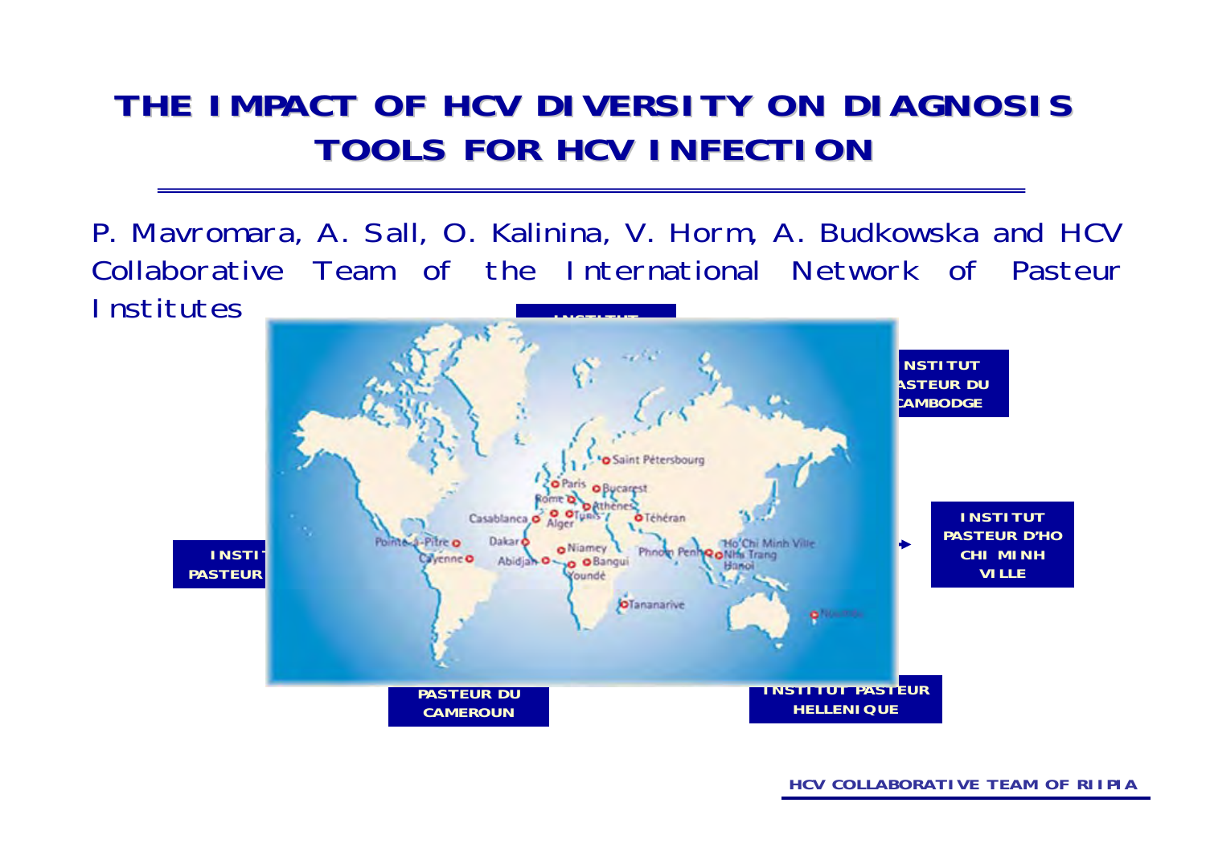# THE IMPACT OF HCV DIVERSITY ON DIAGNOSIS TOOLS FOR HCV INFECTION

P. Mavromara, A. Sall, O. Kalinina, V. Horm, A. Budkowska and HCV Collaborative Team of the International Network of Pasteur Institutes

NSTITUT ASTEUR DU CAMBODGE

INSTITUT PASTEUR D'HO CHI MINH VILLE

INSTI PASTEUR

PASTEUR DU CAMEROUN

INSTITUT PASTEUR HELLENIQUE

Saint Pétersbourg

Paris

Bucarest

Rome

Athènes

Casablanca

Tunis

Alger

Téhéran

Pointe-à-Pitre

Dakar

Niamey

Cayenne

Abidjan

Bangui

Yaoundé

Phnom Penh

Ho Chi Minh Ville

Nha Trang

Hanoi

Tananarive

HCV COLLABORATIVE TEAM OF RIIPIA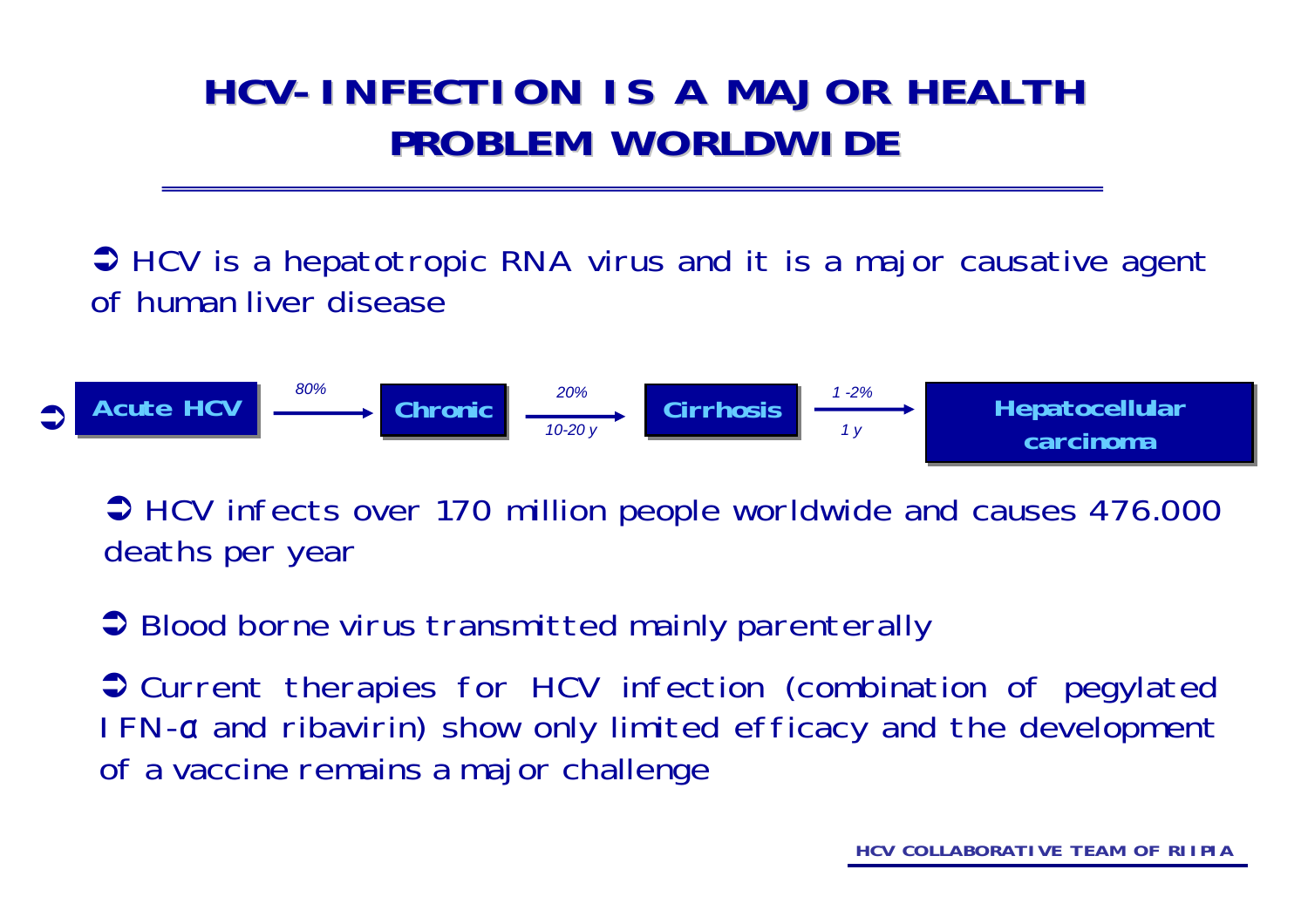# HCV-INFECTION IS A MAJOR HEALTH PROBLEM WORLDWIDE

➲ HCV is a hepatotropic RNA virus and it is a major causative agent of human liver disease

➲ **Acute HCV** → *80%* → **Chronic** → *20%*, *10-20 y* → **Cirrhosis** → *1-2%*, *1 y* → **Hepatocellular carcinoma**

➲ HCV infects over 170 million people worldwide and causes 476.000 deaths per year

➲ Blood borne virus transmitted mainly parenterally

➲ Current therapies for HCV infection (combination of pegylated IFN-α and ribavirin) show only limited efficacy and the development of a vaccine remains a major challenge

HCV COLLABORATIVE TEAM OF RIIPIA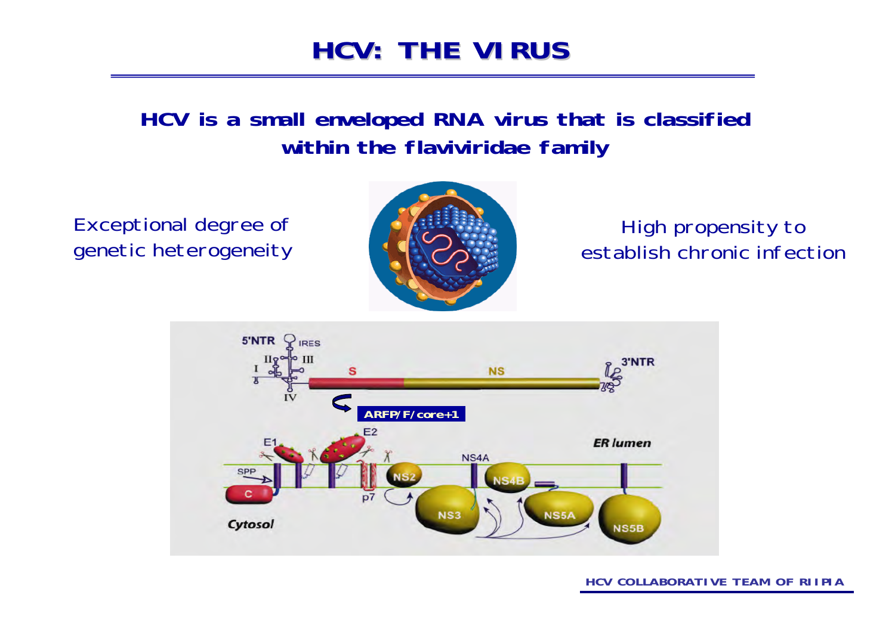# HCV: THE VIRUS

**HCV is a small enveloped RNA virus that is classified within the flaviviridae family**

Exceptional degree of genetic heterogeneity

High propensity to establish chronic infection

5'NTR IRES I II III IV S NS 3'NTR

ARFP/F/core+1

E1 E2 SPP C p7 NS2 NS3 NS4A NS4B NS5A NS5B

ER lumen

Cytosol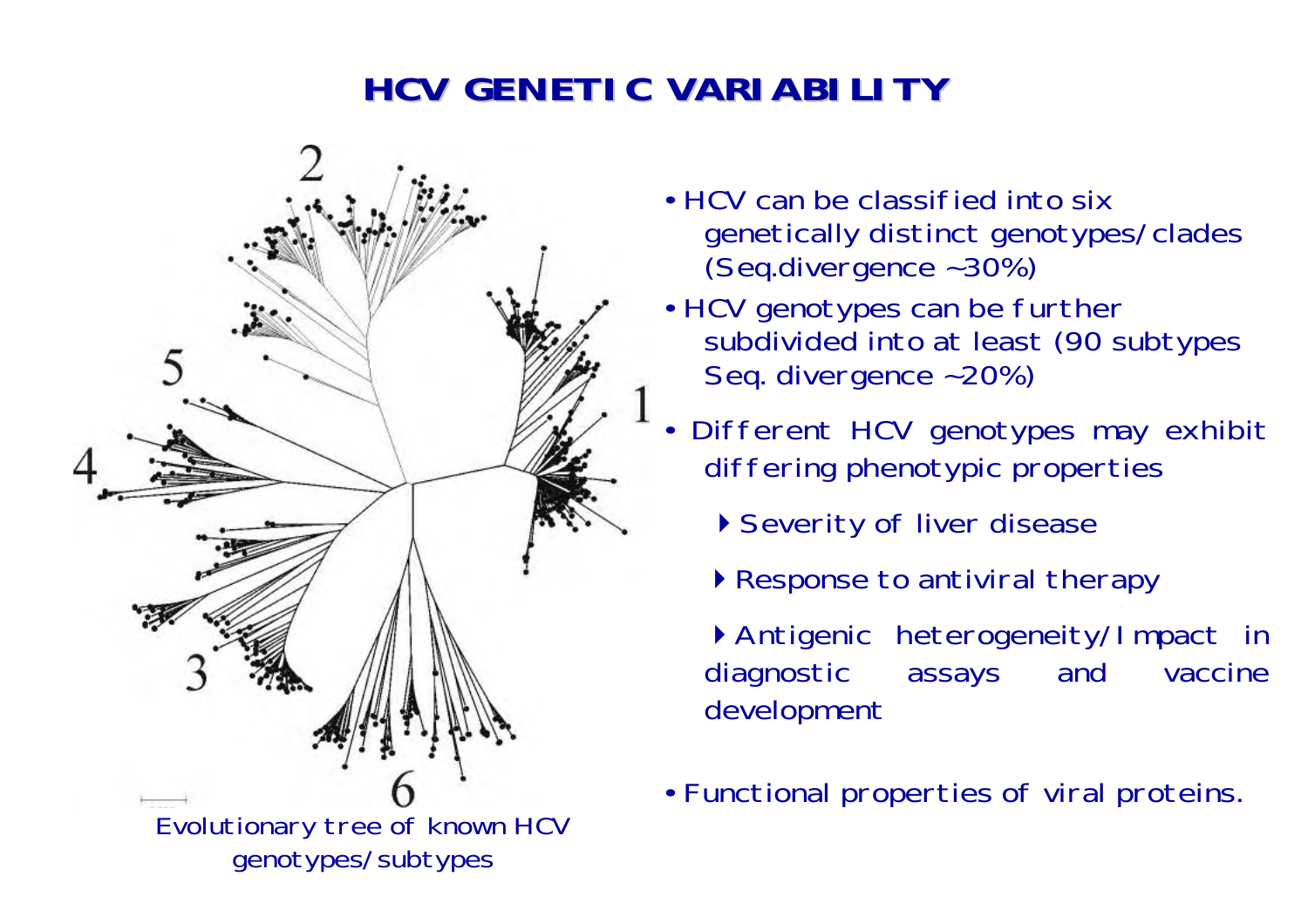# HCV GENETIC VARIABILITY

Evolutionary tree of known HCV genotypes/subtypes

- HCV can be classified into six genetically distinct genotypes/clades (Seq.divergence ~30%)
- HCV genotypes can be further subdivided into at least (90 subtypes Seq. divergence ~20%)
- Different HCV genotypes may exhibit differing phenotypic properties
  - Severity of liver disease
  - Response to antiviral therapy
  - Antigenic heterogeneity/Impact in diagnostic assays and vaccine development
- Functional properties of viral proteins.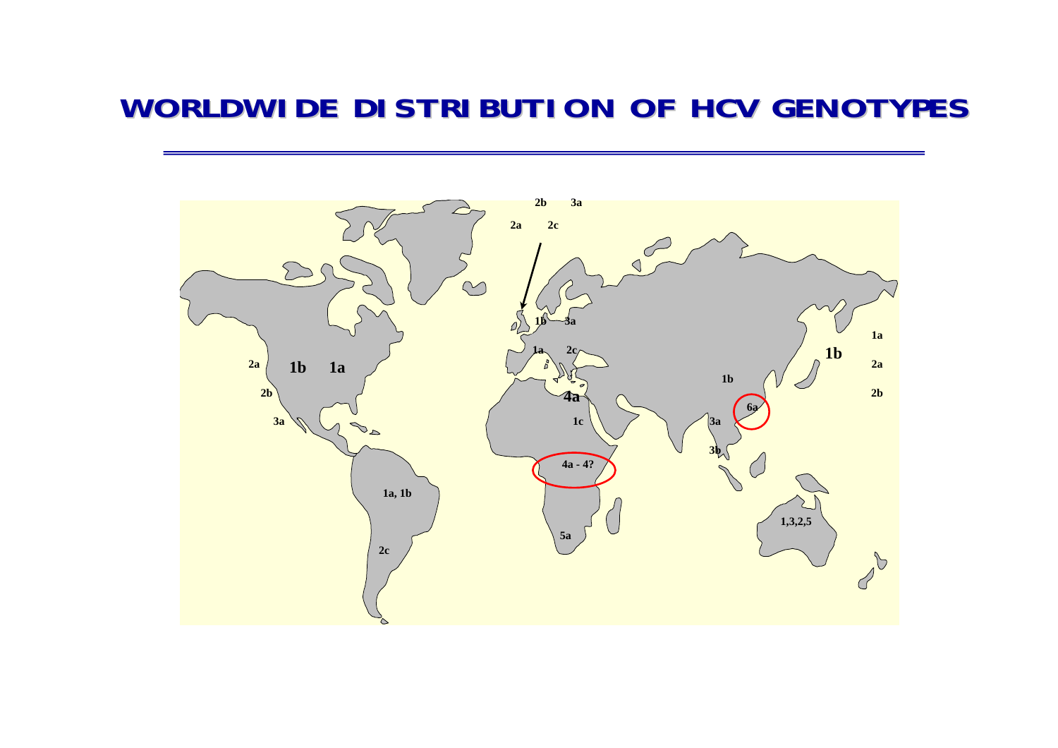# WORLDWIDE DISTRIBUTION OF HCV GENOTYPES

2b 3a

2a 2c

1b 3a

1a 2c

4a

1c

4a - 4?

5a

2a 1b 1a

2b

3a

1a, 1b

2c

1b

6a

3a

3b

1a

1b 2a

2b

1,3,2,5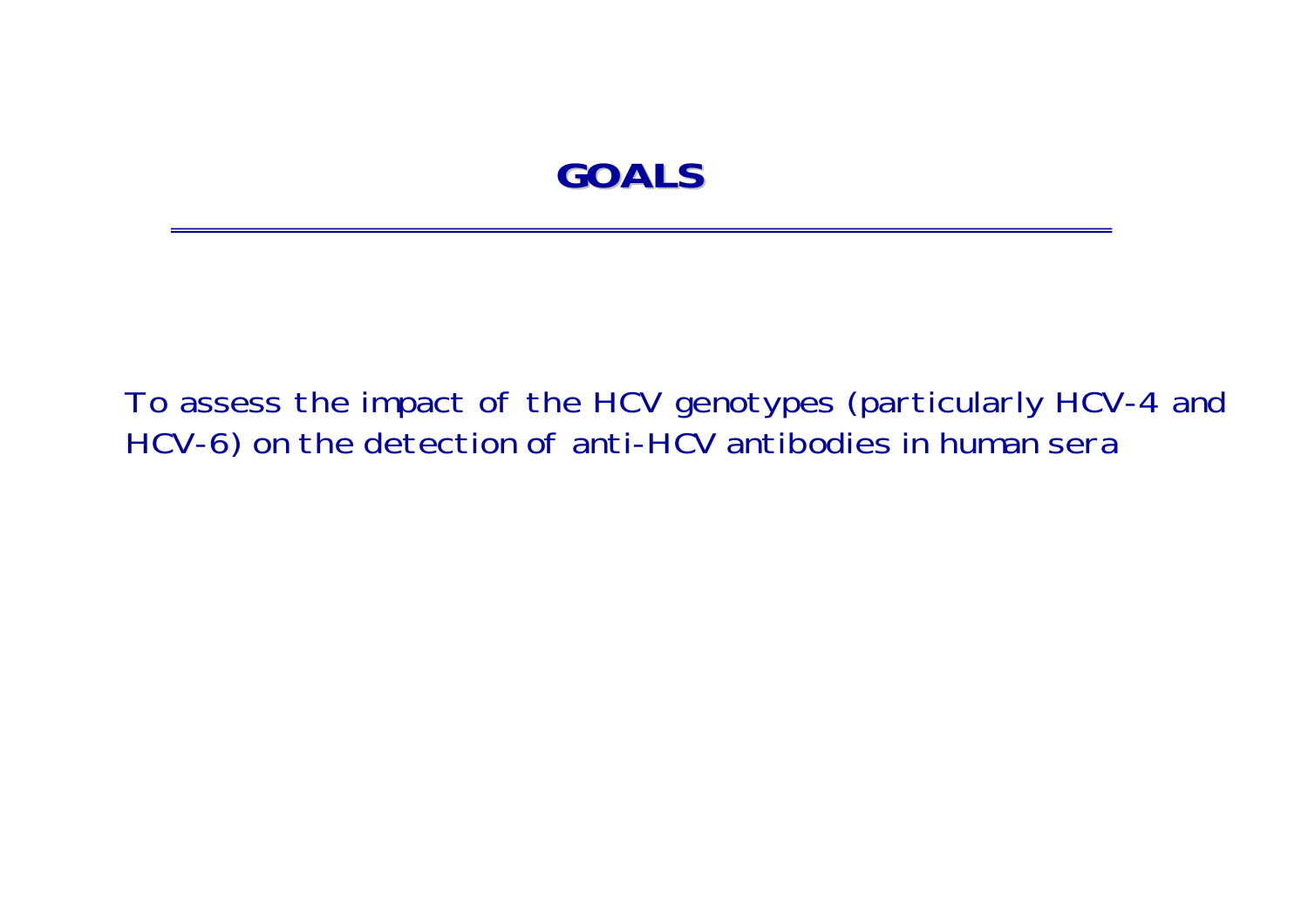# GOALS

To assess the impact of the HCV genotypes (particularly HCV-4 and HCV-6) on the detection of anti-HCV antibodies in human sera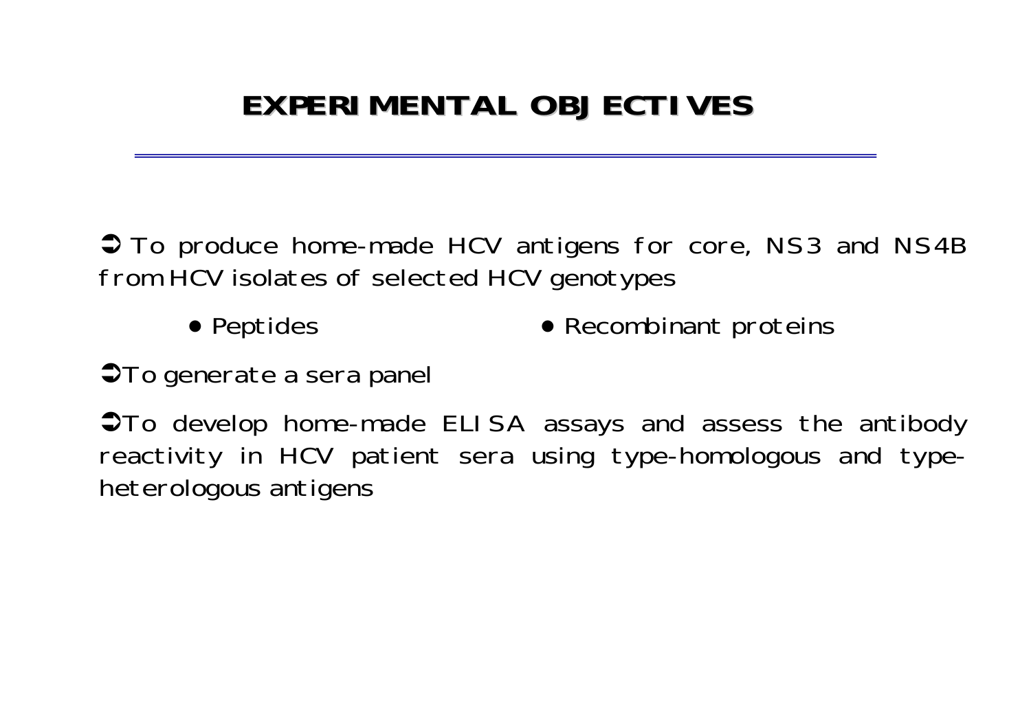# EXPERIMENTAL OBJECTIVES

➲ To produce home-made HCV antigens for core, NS3 and NS4B from HCV isolates of selected HCV genotypes

- Peptides
- Recombinant proteins

➲ To generate a sera panel

➲ To develop home-made ELISA assays and assess the antibody reactivity in HCV patient sera using type-homologous and type-heterologous antigens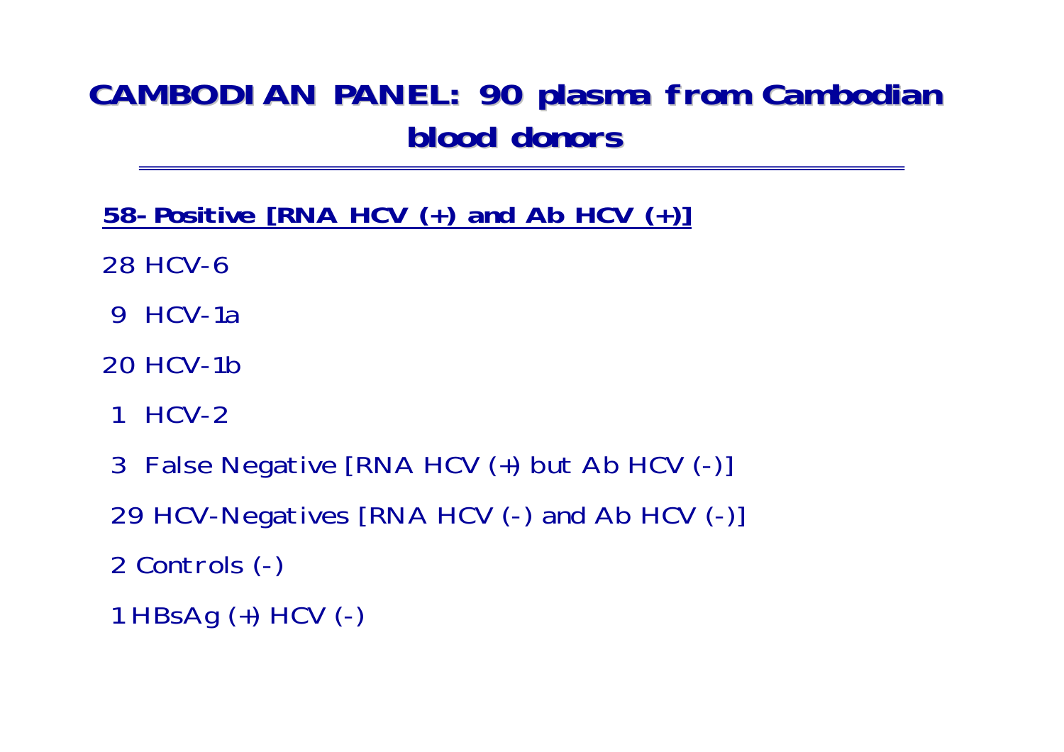# CAMBODIAN PANEL: 90 plasma from Cambodian blood donors

**<u>58-Positive [RNA HCV (+) and Ab HCV (+)]</u>**

28 HCV-6

9 HCV-1a

20 HCV-1b

1 HCV-2

3 False Negative [RNA HCV (+) but Ab HCV (-)]

29 HCV-Negatives [RNA HCV (-) and Ab HCV (-)]

2 Controls (-)

1 HBsAg (+) HCV (-)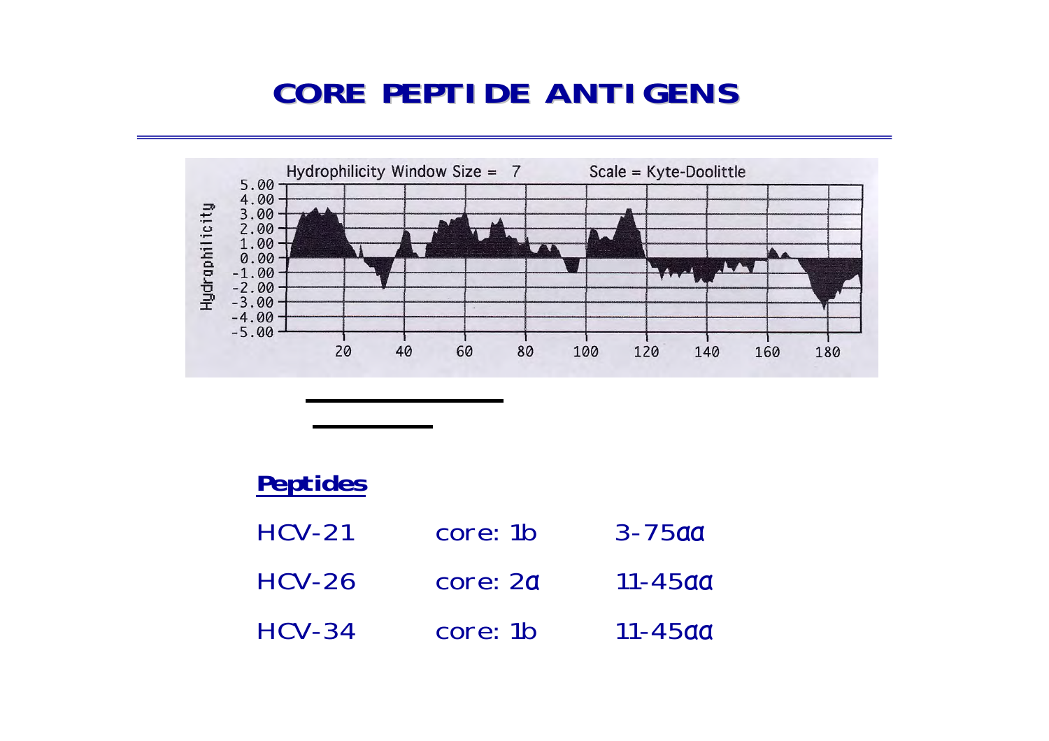# CORE PEPTIDE ANTIGENS

Hydrophilicity Window Size = 7 Scale = Kyte-Doolittle

**Peptides**

| | | |
|---|---|---|
| HCV-21 | core: 1b | 3-75αα |
| HCV-26 | core: 2α | 11-45αα |
| HCV-34 | core: 1b | 11-45αα |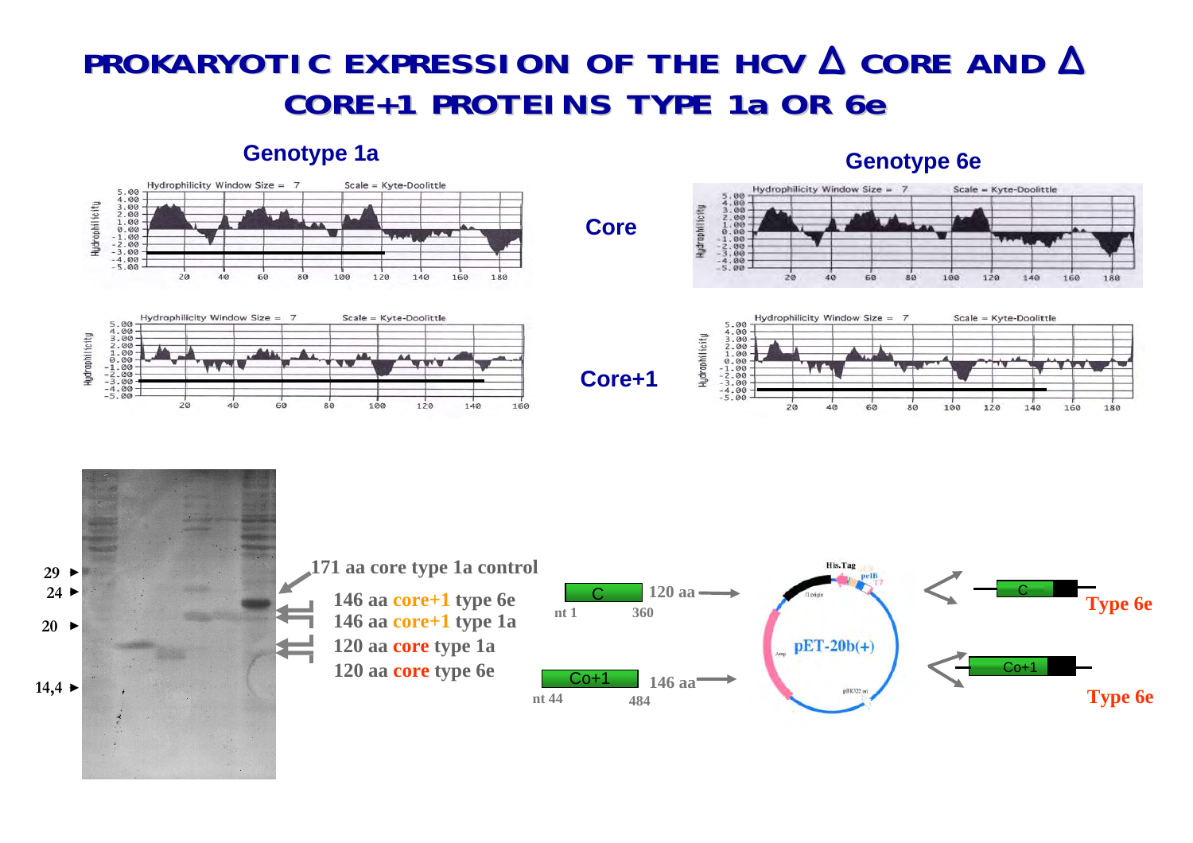# PROKARYOTIC EXPRESSION OF THE HCV Δ CORE AND Δ CORE+1 PROTEINS TYPE 1a OR 6e

**Genotype 1a**

**Genotype 6e**

**Core**

**Core+1**

29 ►
24 ►
20 ►
14,4 ►

171 aa core type 1a control

146 aa core+1 type 6e

146 aa core+1 type 1a

120 aa core type 1a

120 aa core type 6e

C — 120 aa (nt 1 – 360)

Co+1 — 146 aa (nt 44 – 484)

pET-20b(+)

C — Type 6e

Co+1 — Type 6e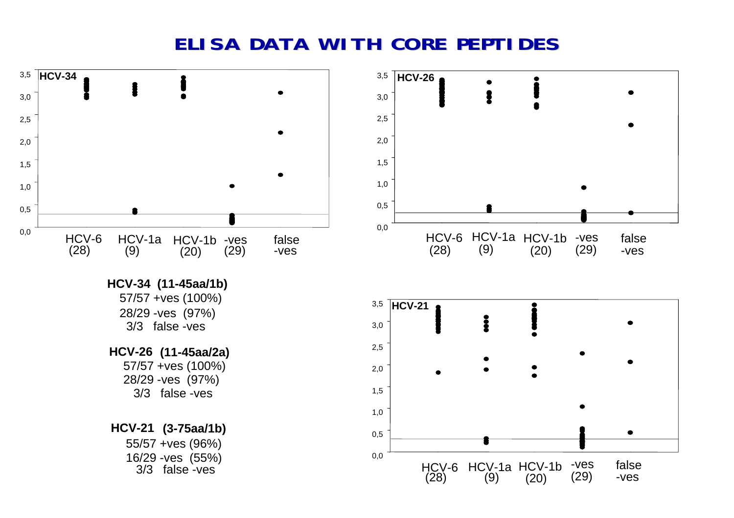# ELISA DATA WITH CORE PEPTIDES

**HCV-34 (11-45aa/1b)**
57/57 +ves (100%)
28/29 -ves (97%)
3/3 false -ves

**HCV-26 (11-45aa/2a)**
57/57 +ves (100%)
28/29 -ves (97%)
3/3 false -ves

**HCV-21 (3-75aa/1b)**
55/57 +ves (96%)
16/29 -ves (55%)
3/3 false -ves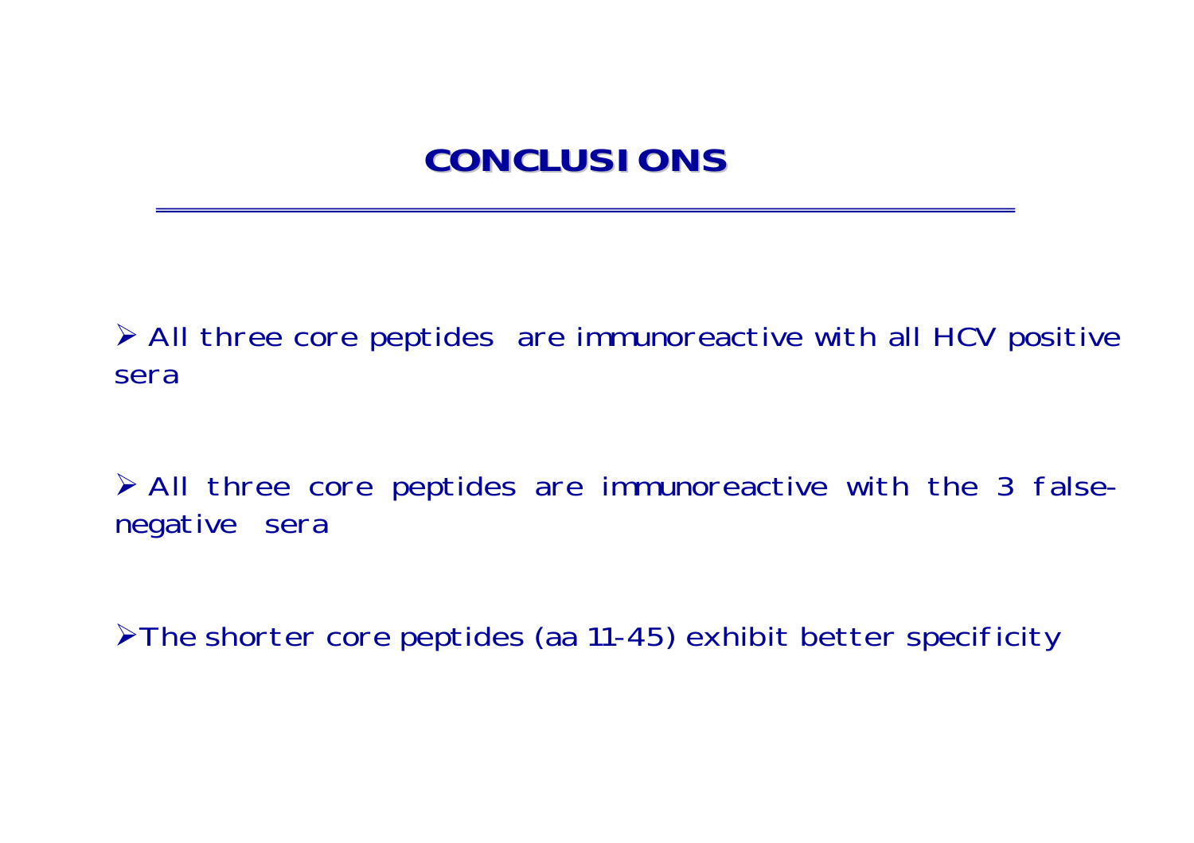# CONCLUSIONS

- All three core peptides are immunoreactive with all HCV positive sera
- All three core peptides are immunoreactive with the 3 false-negative sera
- The shorter core peptides (aa 11-45) exhibit better specificity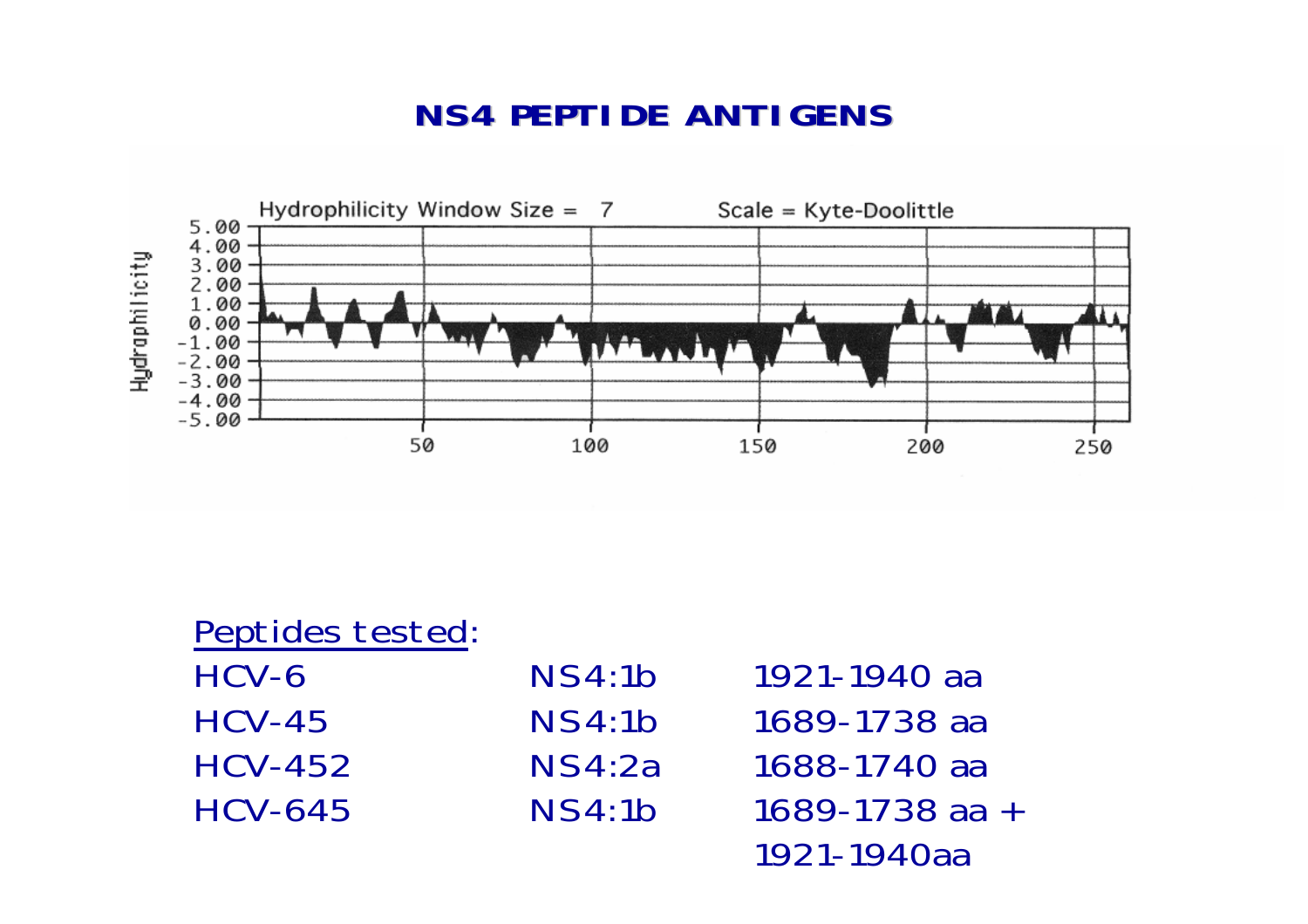# NS4 PEPTIDE ANTIGENS

Hydrophilicity Window Size = 7 Scale = Kyte-Doolittle

<u>Peptides tested</u>:

| | | |
|---|---|---|
| HCV-6 | NS4:1b | 1921-1940 aa |
| HCV-45 | NS4:1b | 1689-1738 aa |
| HCV-452 | NS4:2a | 1688-1740 aa |
| HCV-645 | NS4:1b | 1689-1738 aa + 1921-1940aa |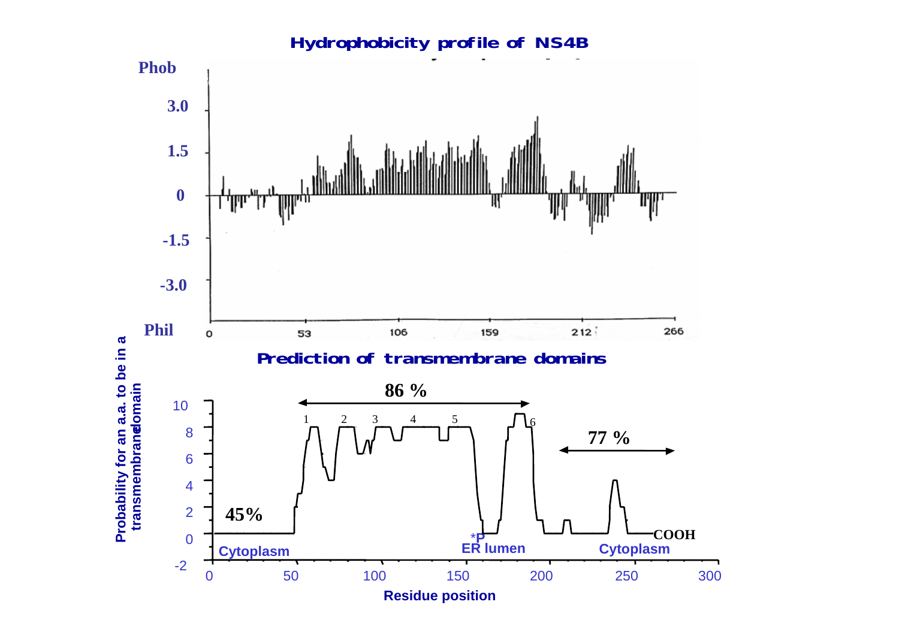## Hydrophobicity profile of NS4B

Phob

3.0

1.5

0

-1.5

-3.0

Phil

0 53 106 159 212 266

## Prediction of transmembrane domains

Probability for an a.a. to be in a transmembrane domain

10 8 6 4 2 0 -2

86 %

1 2 3 4 5 6

77 %

45%

*P

COOH

Cytoplasm

ER lumen

Cytoplasm

0 50 100 150 200 250 300

Residue position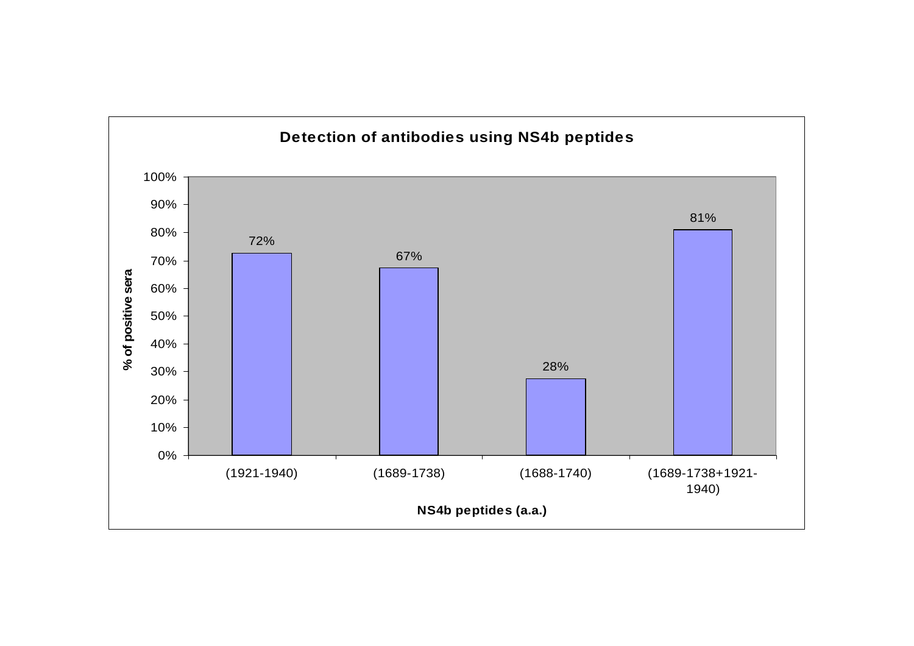**Detection of antibodies using NS4b peptides**

| NS4b peptides (a.a.) | % of positive sera |
|---|---|
| (1921-1940) | 72% |
| (1689-1738) | 67% |
| (1688-1740) | 28% |
| (1689-1738+1921-1940) | 81% |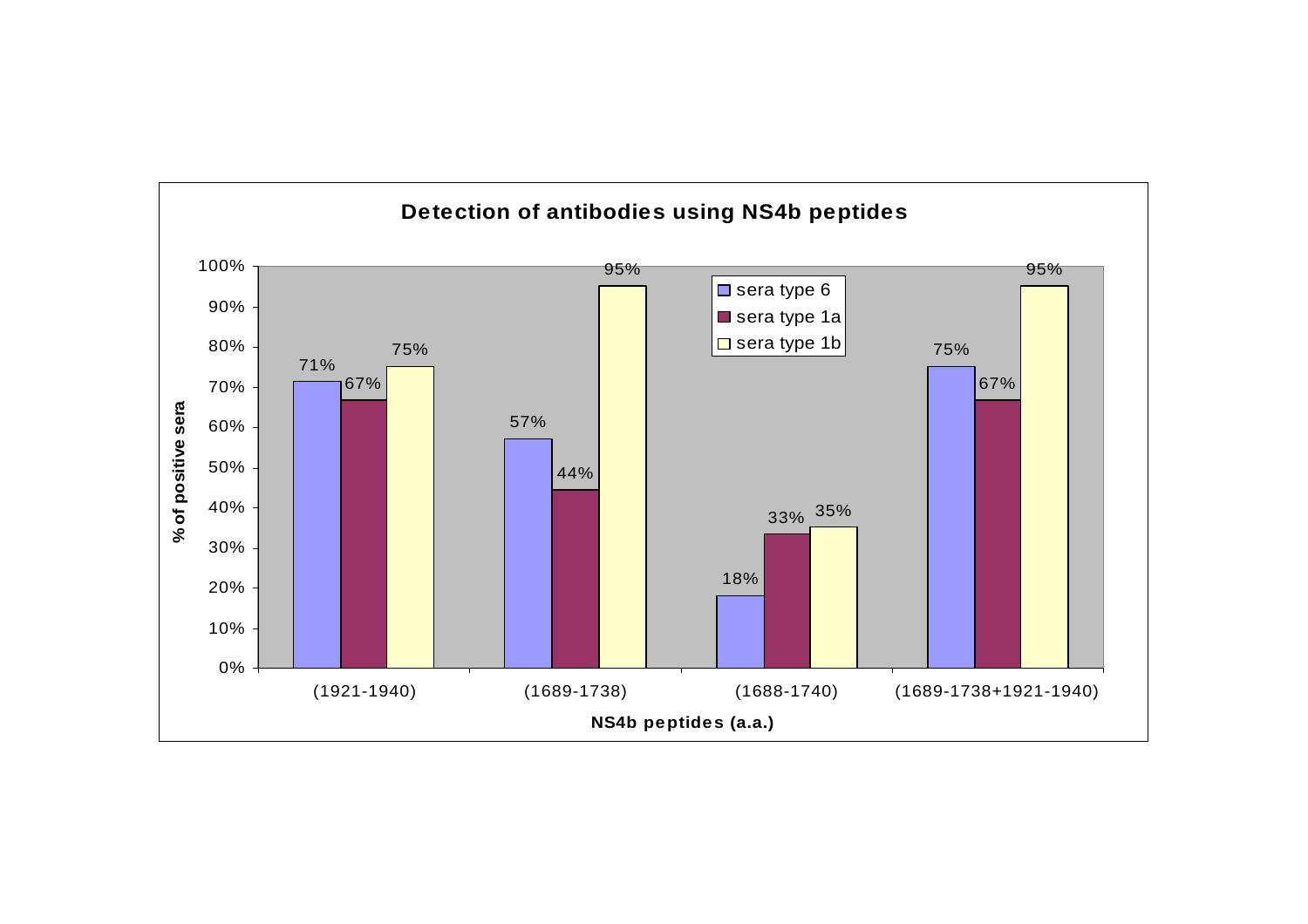**Detection of antibodies using NS4b peptides**

| NS4b peptides (a.a.) | sera type 6 | sera type 1a | sera type 1b |
|---|---|---|---|
| (1921-1940) | 71% | 67% | 75% |
| (1689-1738) | 57% | 44% | 95% |
| (1688-1740) | 18% | 33% | 35% |
| (1689-1738+1921-1940) | 75% | 67% | 95% |

% of positive sera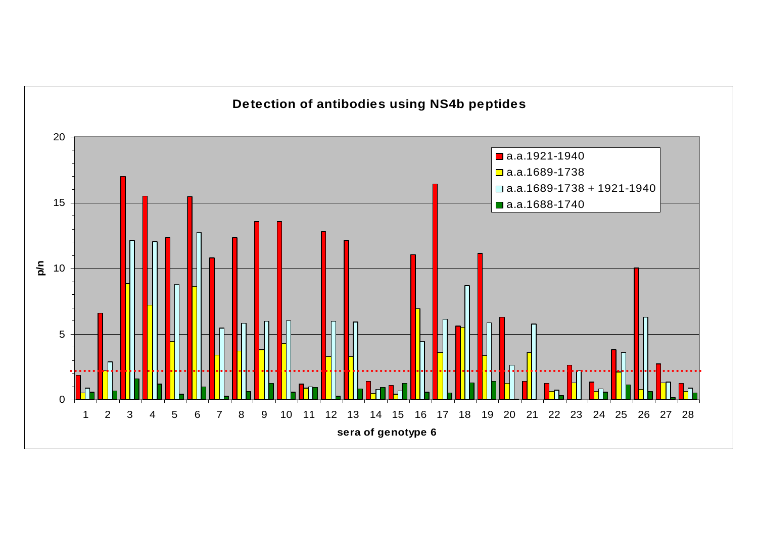**Detection of antibodies using NS4b peptides**

p/n

sera of genotype 6

- a.a.1921-1940
- a.a.1689-1738
- a.a.1689-1738 + 1921-1940
- a.a.1688-1740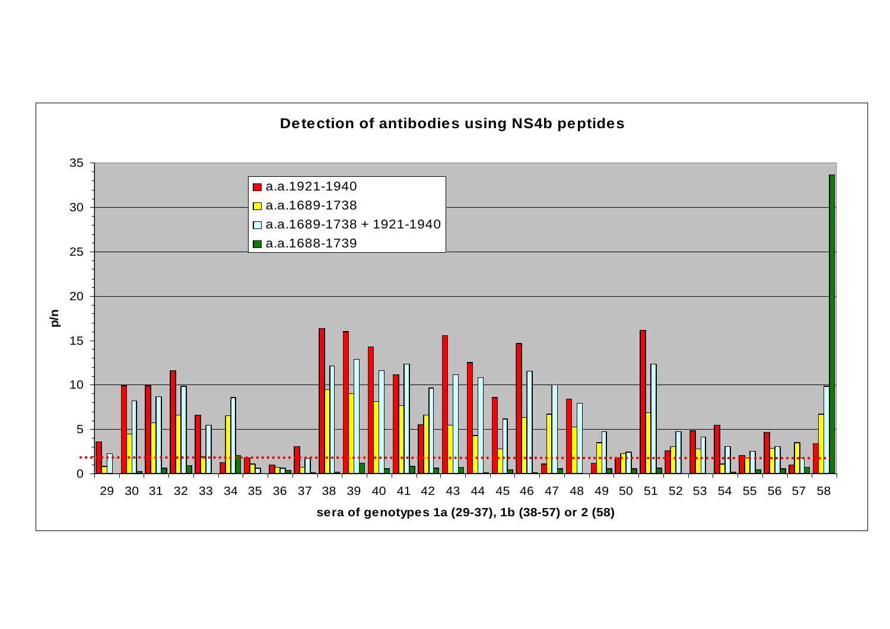**Detection of antibodies using NS4b peptides**

- a.a.1921-1940
- a.a.1689-1738
- a.a.1689-1738 + 1921-1940
- a.a.1688-1739

p/n

sera of genotypes 1a (29-37), 1b (38-57) or 2 (58)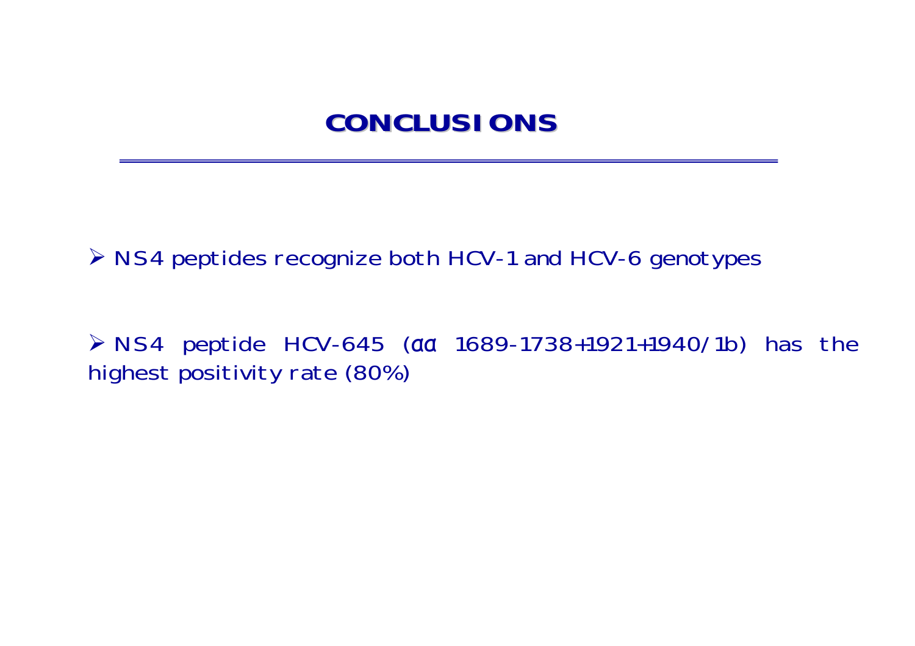# CONCLUSIONS

- NS4 peptides recognize both HCV-1 and HCV-6 genotypes

- NS4 peptide HCV-645 (αα 1689-1738+1921+1940/1b) has the highest positivity rate (80%)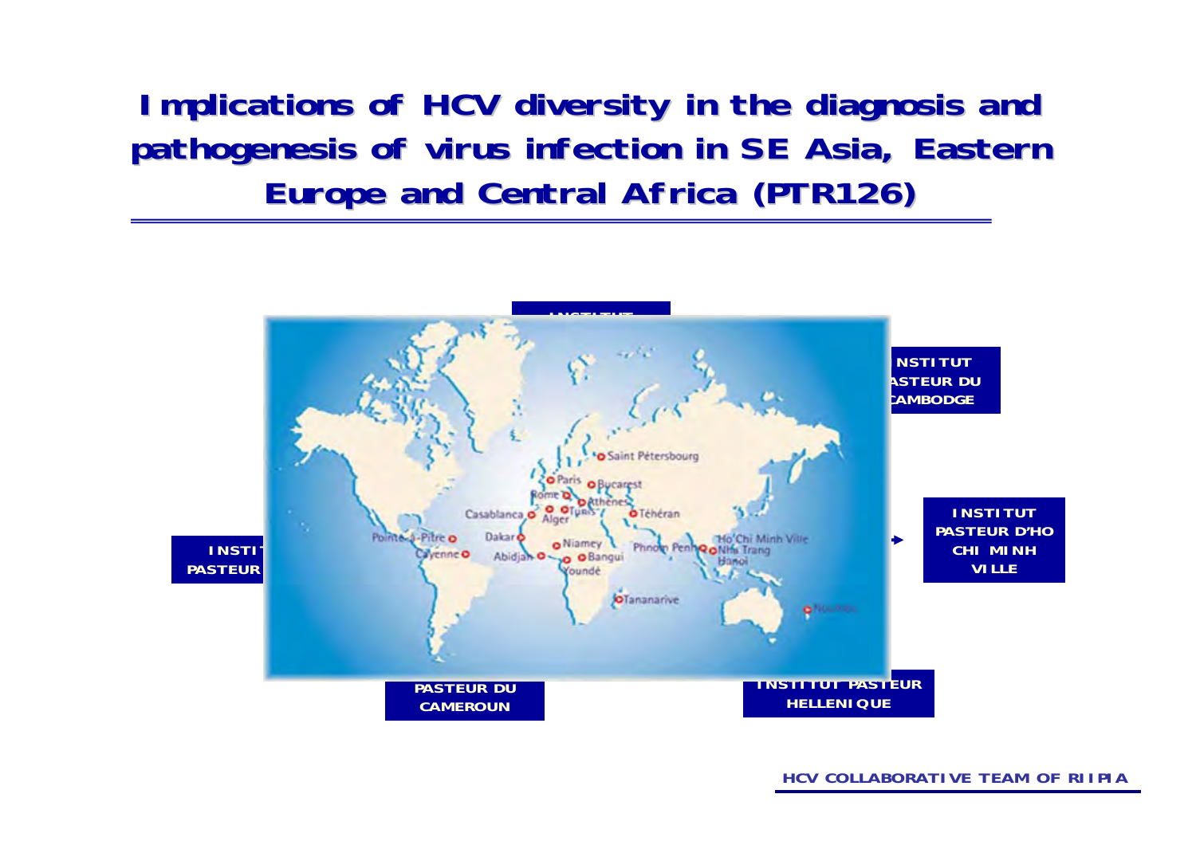# Implications of HCV diversity in the diagnosis and pathogenesis of virus infection in SE Asia, Eastern Europe and Central Africa (PTR126)

INSTITUT

NSTITUT
ASTEUR DU
CAMBODGE

INSTITUT
PASTEUR D'HO
CHI MINH
VILLE

INSTI
PASTEUR

PASTEUR DU
CAMEROUN

INSTITUT PASTEUR
HELLENIQUE

Saint Pétersbourg
Paris
Bucarest
Rome
Athènes
Casablanca
Tunis
Alger
Téhéran
Pointe-à-Pitre
Dakar
Cayenne
Niamey
Abidjan
Bangui
Yaoundé
Phnom Penh
Ho Chi Minh Ville
Nha Trang
Hanoi
Tananarive
Nouméa

HCV COLLABORATIVE TEAM OF RIIPIA